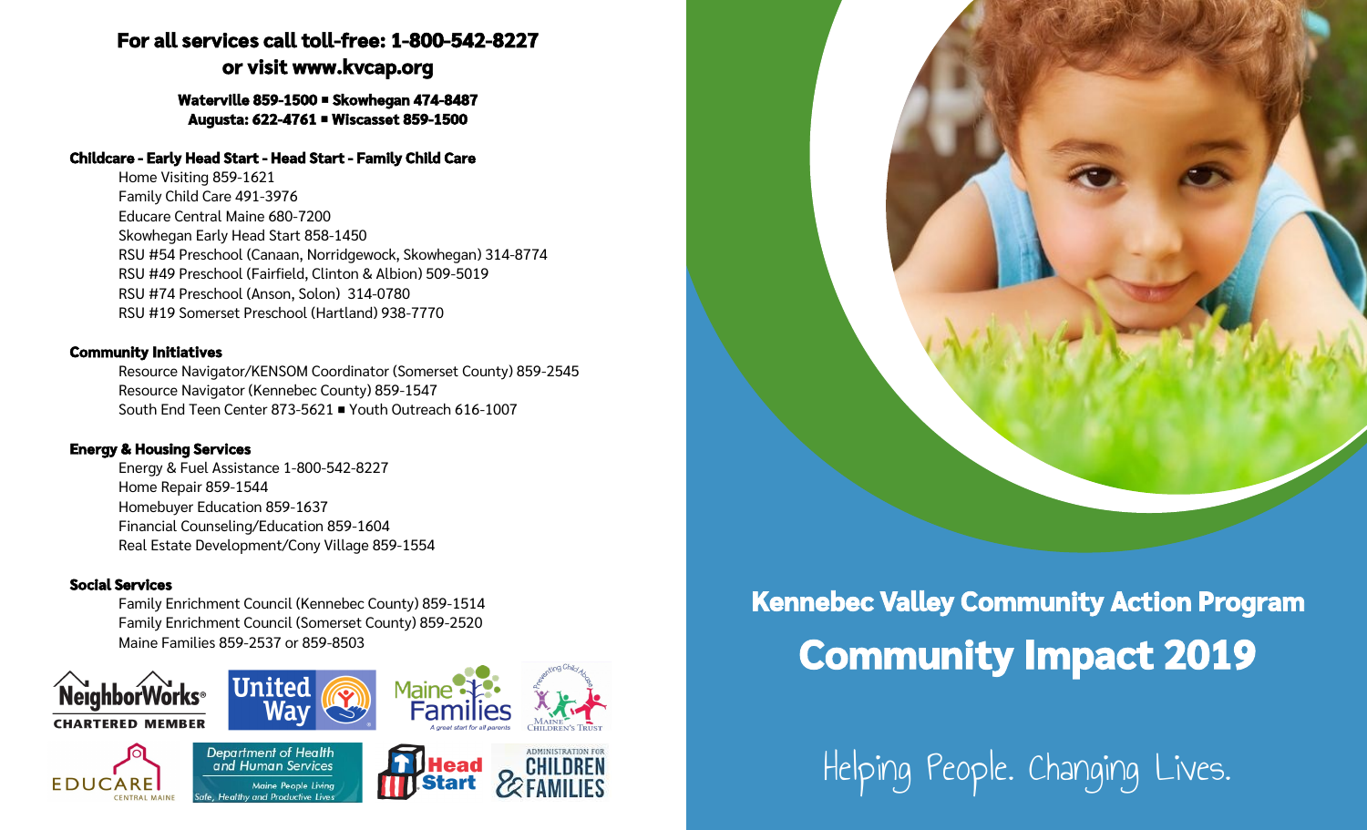**For all services call toll-free: 1-800-542-8227**
**or visit www.kvcap.org**

**Waterville 859-1500 ▪ Skowhegan 474-8487**
**Augusta: 622-4761 ▪ Wiscasset 859-1500**

**Childcare - Early Head Start - Head Start - Family Child Care**

Home Visiting 859-1621
Family Child Care 491-3976
Educare Central Maine 680-7200
Skowhegan Early Head Start 858-1450
RSU #54 Preschool (Canaan, Norridgewock, Skowhegan) 314-8774
RSU #49 Preschool (Fairfield, Clinton & Albion) 509-5019
RSU #74 Preschool (Anson, Solon) 314-0780
RSU #19 Somerset Preschool (Hartland) 938-7770

**Community Initiatives**

Resource Navigator/KENSOM Coordinator (Somerset County) 859-2545
Resource Navigator (Kennebec County) 859-1547
South End Teen Center 873-5621 ▪ Youth Outreach 616-1007

**Energy & Housing Services**

Energy & Fuel Assistance 1-800-542-8227
Home Repair 859-1544
Homebuyer Education 859-1637
Financial Counseling/Education 859-1604
Real Estate Development/Cony Village 859-1554

**Social Services**

Family Enrichment Council (Kennebec County) 859-1514
Family Enrichment Council (Somerset County) 859-2520
Maine Families 859-2537 or 859-8503

NeighborWorks® CHARTERED MEMBER · United Way · Maine Families — A great start for all parents · Preventing Child Abuse — Maine Children's Trust · EDUCARE Central Maine · Department of Health and Human Services — Maine People Living Safe, Healthy and Productive Lives · Head Start · Administration for Children & Families

## Kennebec Valley Community Action Program

# Community Impact 2019

Helping People. Changing Lives.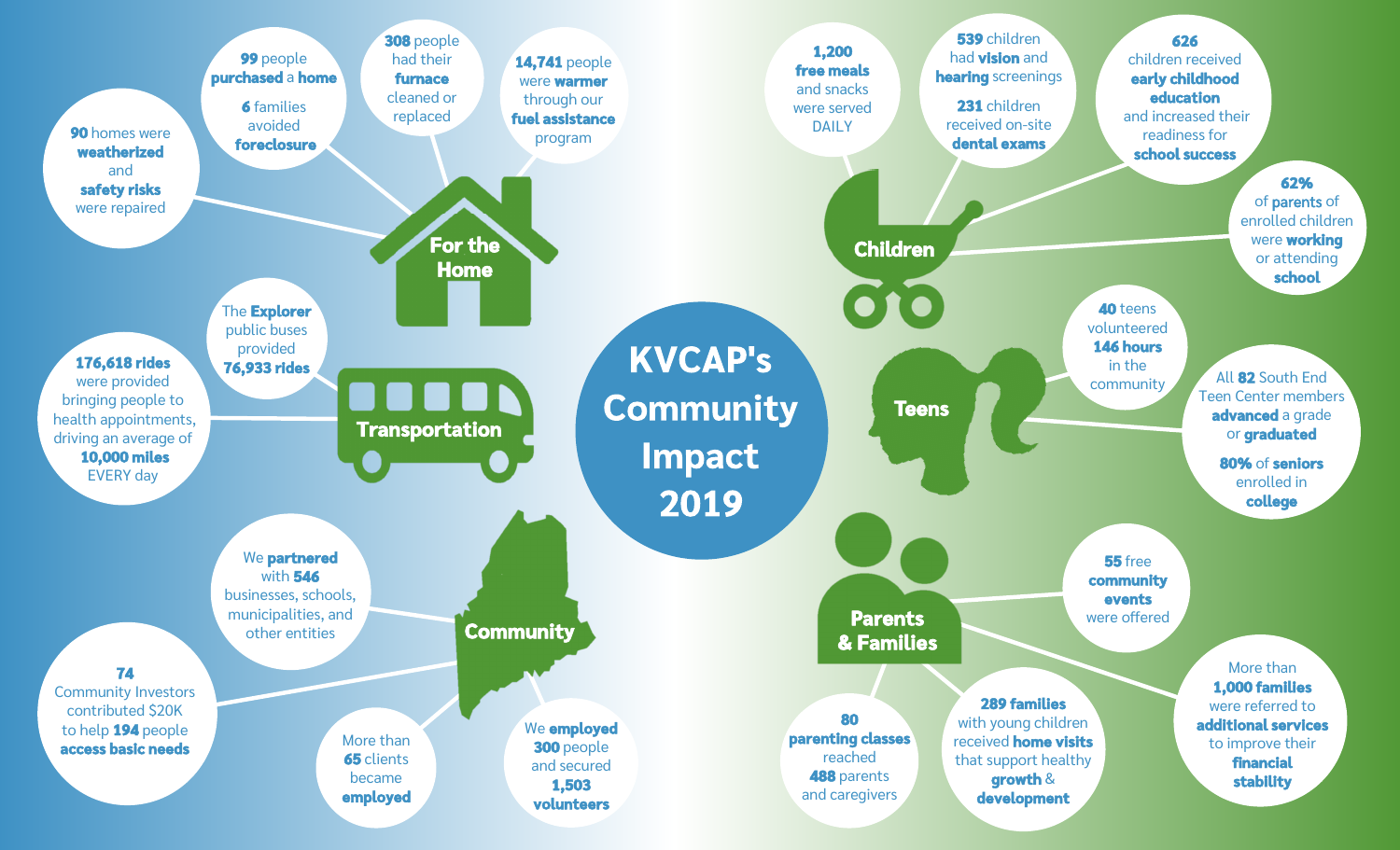# KVCAP's Community Impact 2019

## For the Home

**90** homes were **weatherized** and **safety risks** were repaired

**99** people **purchased** a **home**

**6** families avoided **foreclosure**

**308** people had their **furnace** cleaned or replaced

**14,741** people were **warmer** through our **fuel assistance** program

## Transportation

The **Explorer** public buses provided **76,933 rides**

**176,618 rides** were provided bringing people to health appointments, driving an average of **10,000 miles** EVERY day

## Community

We **partnered** with **546** businesses, schools, municipalities, and other entities

**74** Community Investors contributed $20K to help **194** people **access basic needs**

More than **65** clients became **employed**

We **employed** **300** people and secured **1,503** **volunteers**

## Children

**1,200** **free meals** and snacks were served DAILY

**539** children had **vision** and **hearing** screenings

**231** children received on-site **dental exams**

**626** children received **early childhood education** and increased their readiness for **school success**

**62%** of **parents** of enrolled children were **working** or attending **school**

## Teens

**40** teens volunteered **146 hours** in the community

All **82** South End Teen Center members **advanced** a grade or **graduated**

**80%** of **seniors** enrolled in **college**

## Parents & Families

**55** free **community events** were offered

More than **1,000 families** were referred to **additional services** to improve their **financial stability**

**80** **parenting classes** reached **488** parents and caregivers

**289 families** with young children received **home visits** that support healthy **growth** & **development**